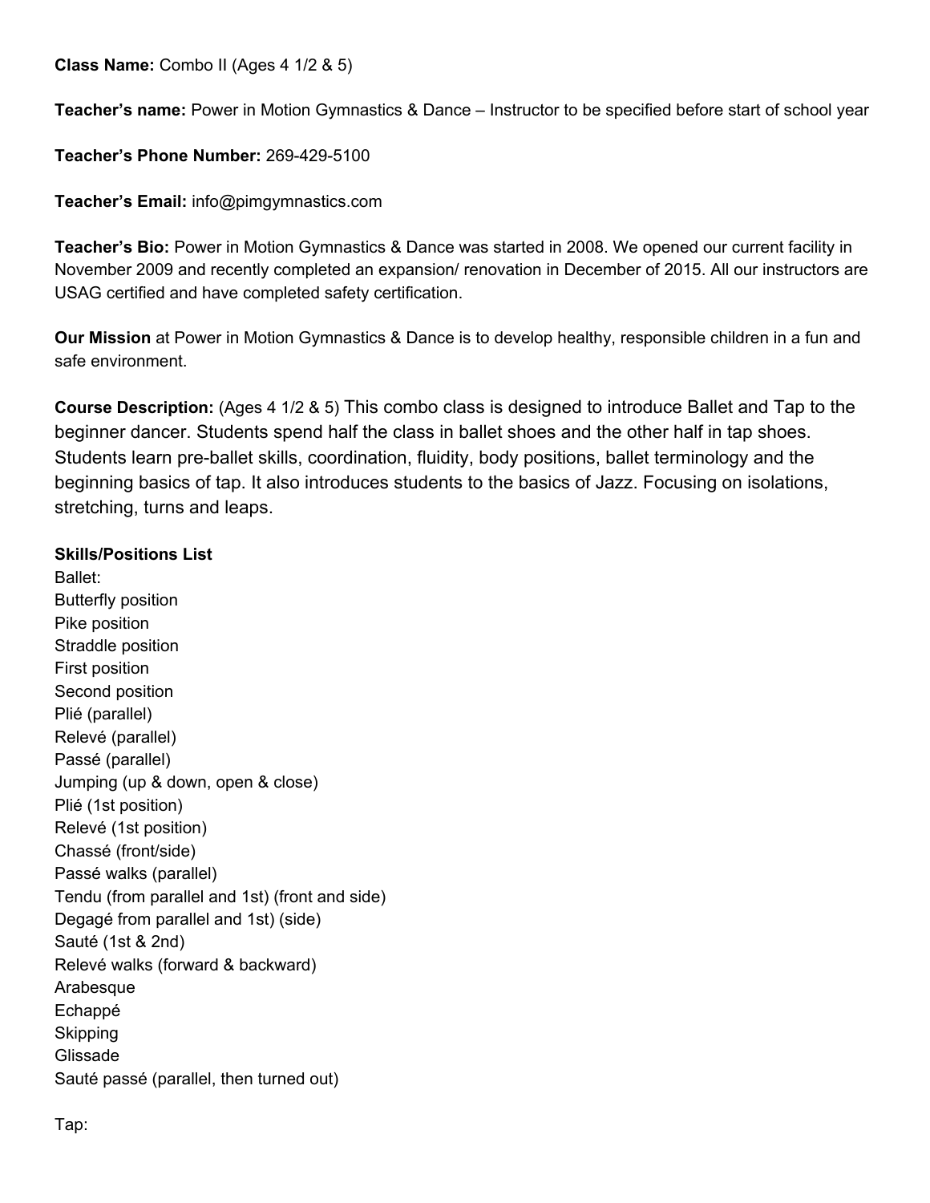**Class Name:** Combo II (Ages 4 1/2 & 5)

**Teacher's name:** Power in Motion Gymnastics & Dance – Instructor to be specified before start of school year

**Teacher's Phone Number:** 269-429-5100

**Teacher's Email:** info@pimgymnastics.com

**Teacher's Bio:** Power in Motion Gymnastics & Dance was started in 2008. We opened our current facility in November 2009 and recently completed an expansion/ renovation in December of 2015. All our instructors are USAG certified and have completed safety certification.

**Our Mission** at Power in Motion Gymnastics & Dance is to develop healthy, responsible children in a fun and safe environment.

**Course Description:** (Ages 4 1/2 & 5) This combo class is designed to introduce Ballet and Tap to the beginner dancer. Students spend half the class in ballet shoes and the other half in tap shoes. Students learn pre-ballet skills, coordination, fluidity, body positions, ballet terminology and the beginning basics of tap. It also introduces students to the basics of Jazz. Focusing on isolations, stretching, turns and leaps.

**Skills/Positions List**

Ballet:

Butterfly position
Pike position
Straddle position
First position
Second position
Plié (parallel)
Relevé (parallel)
Passé (parallel)
Jumping (up & down, open & close)
Plié (1st position)
Relevé (1st position)
Chassé (front/side)
Passé walks (parallel)
Tendu (from parallel and 1st) (front and side)
Degagé from parallel and 1st) (side)
Sauté (1st & 2nd)
Relevé walks (forward & backward)
Arabesque
Echappé
Skipping
Glissade
Sauté passé (parallel, then turned out)

Tap: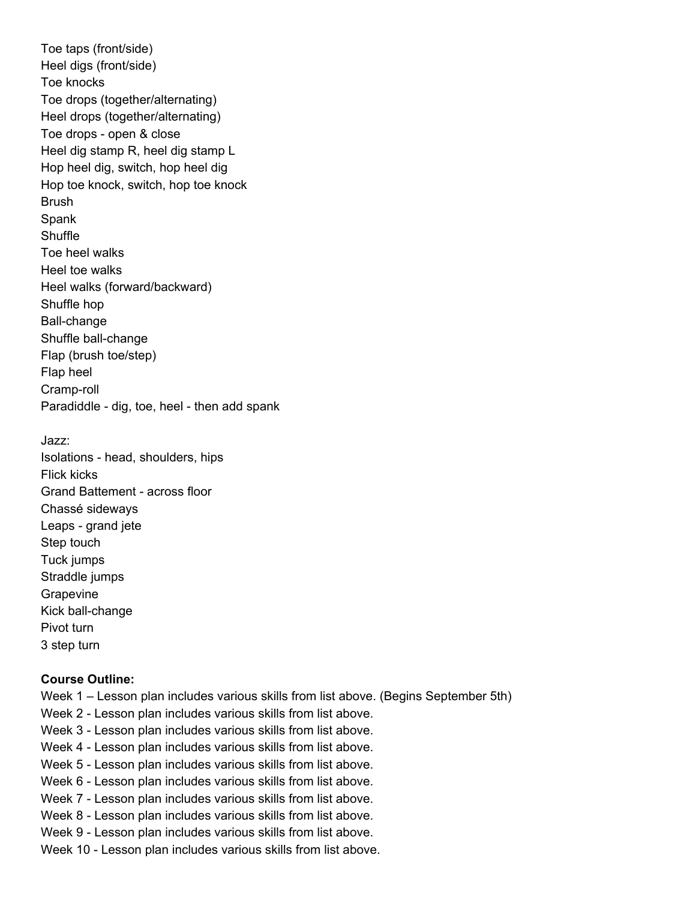Toe taps (front/side)
Heel digs (front/side)
Toe knocks
Toe drops (together/alternating)
Heel drops (together/alternating)
Toe drops - open & close
Heel dig stamp R, heel dig stamp L
Hop heel dig, switch, hop heel dig
Hop toe knock, switch, hop toe knock
Brush
Spank
Shuffle
Toe heel walks
Heel toe walks
Heel walks (forward/backward)
Shuffle hop
Ball-change
Shuffle ball-change
Flap (brush toe/step)
Flap heel
Cramp-roll
Paradiddle - dig, toe, heel - then add spank

Jazz:
Isolations - head, shoulders, hips
Flick kicks
Grand Battement - across floor
Chassé sideways
Leaps - grand jete
Step touch
Tuck jumps
Straddle jumps
Grapevine
Kick ball-change
Pivot turn
3 step turn

**Course Outline:**
Week 1 – Lesson plan includes various skills from list above. (Begins September 5th)
Week 2 - Lesson plan includes various skills from list above.
Week 3 - Lesson plan includes various skills from list above.
Week 4 - Lesson plan includes various skills from list above.
Week 5 - Lesson plan includes various skills from list above.
Week 6 - Lesson plan includes various skills from list above.
Week 7 - Lesson plan includes various skills from list above.
Week 8 - Lesson plan includes various skills from list above.
Week 9 - Lesson plan includes various skills from list above.
Week 10 - Lesson plan includes various skills from list above.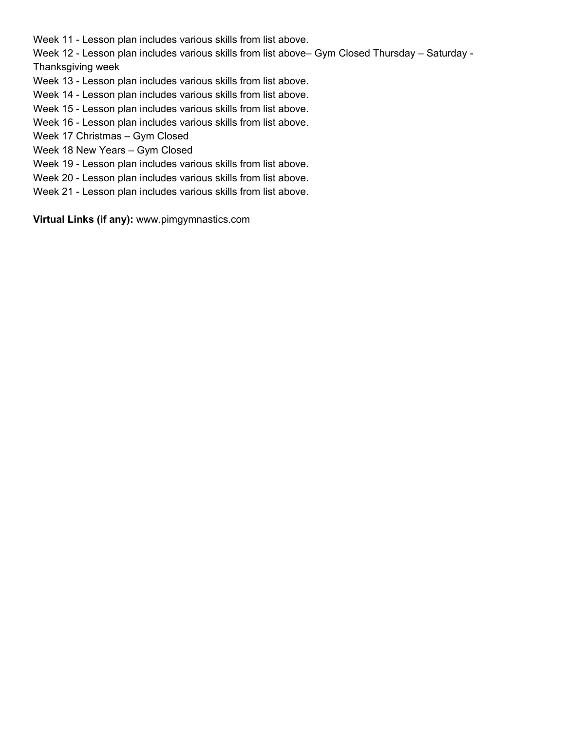Week 11 - Lesson plan includes various skills from list above.
Week 12 - Lesson plan includes various skills from list above– Gym Closed Thursday – Saturday - Thanksgiving week
Week 13 - Lesson plan includes various skills from list above.
Week 14 - Lesson plan includes various skills from list above.
Week 15 - Lesson plan includes various skills from list above.
Week 16 - Lesson plan includes various skills from list above.
Week 17 Christmas – Gym Closed
Week 18 New Years – Gym Closed
Week 19 - Lesson plan includes various skills from list above.
Week 20 - Lesson plan includes various skills from list above.
Week 21 - Lesson plan includes various skills from list above.

**Virtual Links (if any):** www.pimgymnastics.com